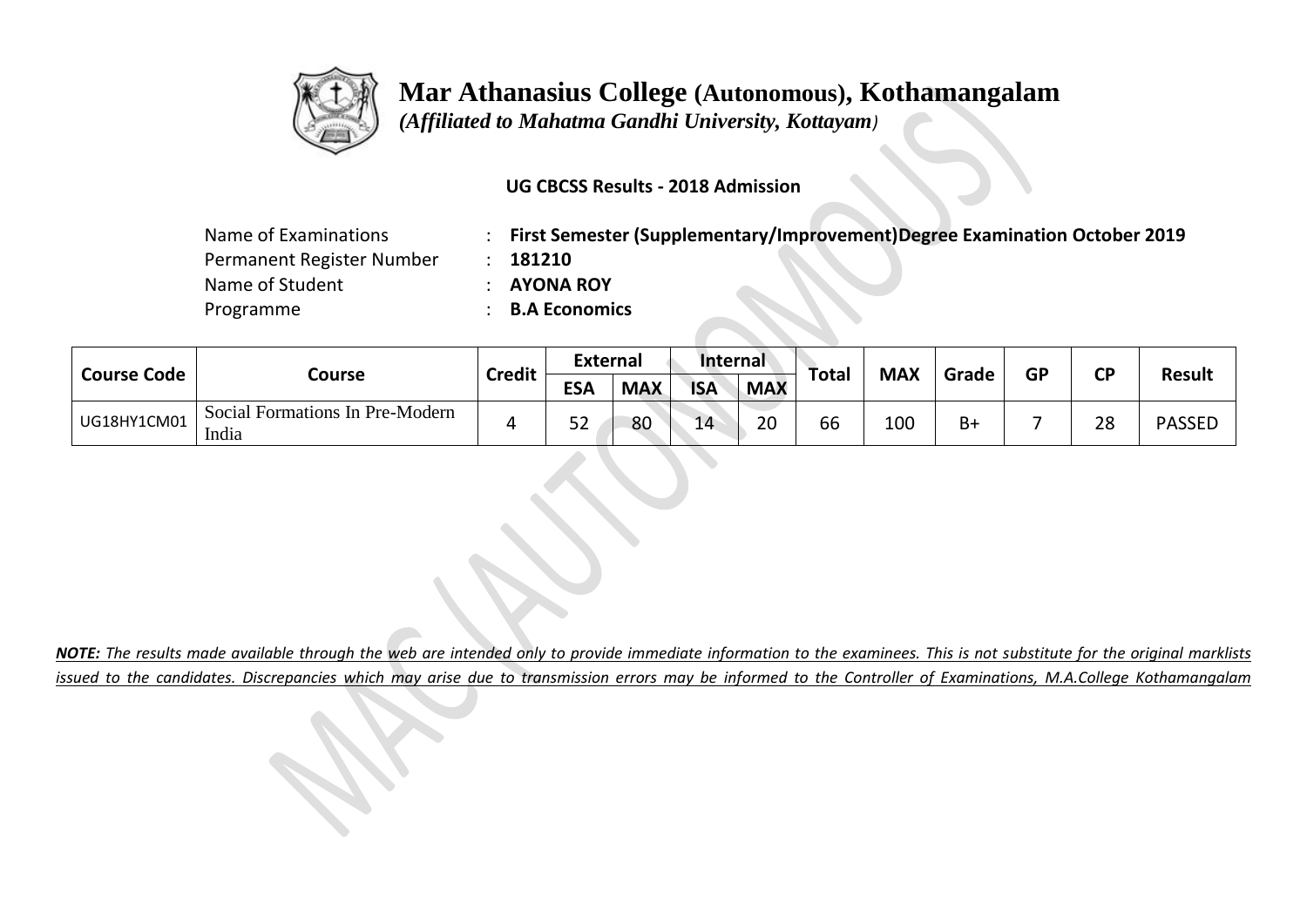# Mar Athanasius College (Autonomous), Kothamangalam

*(Affiliated to Mahatma Gandhi University, Kottayam)*

**UG CBCSS Results - 2018 Admission**

Name of Examinations : **First Semester (Supplementary/Improvement)Degree Examination October 2019**
Permanent Register Number : **181210**
Name of Student : **AYONA ROY**
Programme : **B.A Economics**

| Course Code | Course | Credit | External | | Internal | | Total | MAX | Grade | GP | CP | Result |
|---|---|---|---|---|---|---|---|---|---|---|---|---|
| | | | ESA | MAX | ISA | MAX | | | | | | |
| UG18HY1CM01 | Social Formations In Pre-Modern India | 4 | 52 | 80 | 14 | 20 | 66 | 100 | B+ | 7 | 28 | PASSED |

***NOTE:** The results made available through the web are intended only to provide immediate information to the examinees. This is not substitute for the original marklists issued to the candidates. Discrepancies which may arise due to transmission errors may be informed to the Controller of Examinations, M.A.College Kothamangalam*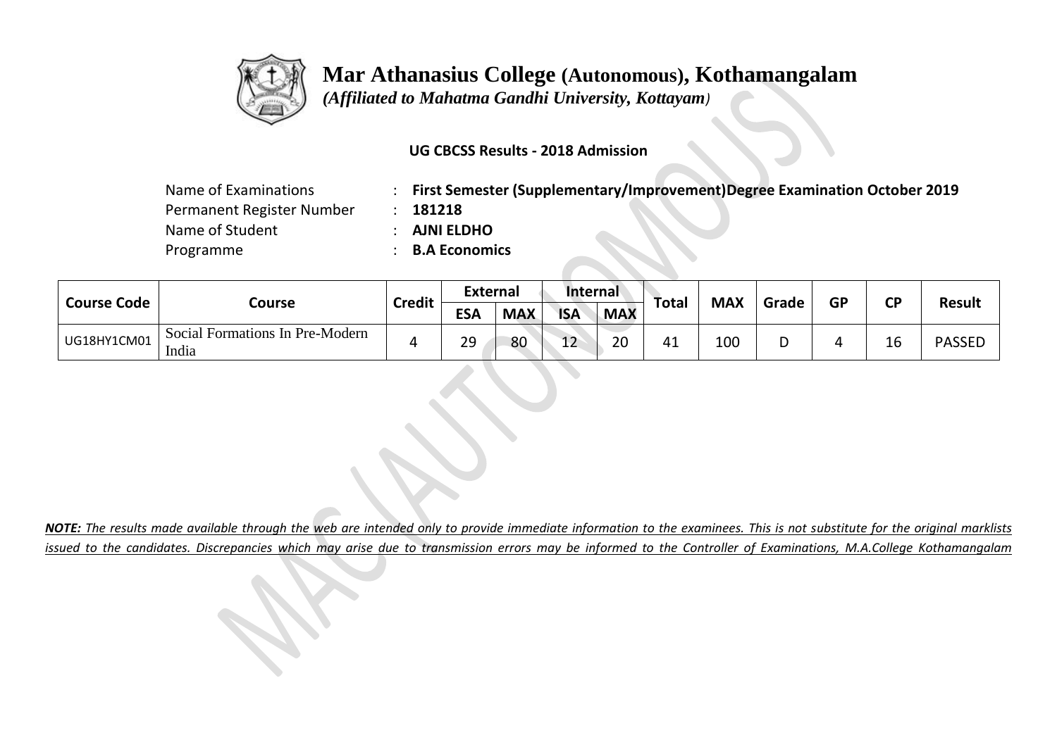# Mar Athanasius College (Autonomous), Kothamangalam

*(Affiliated to Mahatma Gandhi University, Kottayam)*

**UG CBCSS Results - 2018 Admission**

Name of Examinations : **First Semester (Supplementary/Improvement)Degree Examination October 2019**
Permanent Register Number : **181218**
Name of Student : **AJNI ELDHO**
Programme : **B.A Economics**

| Course Code | Course | Credit | External | | Internal | | Total | MAX | Grade | GP | CP | Result |
|---|---|---|---|---|---|---|---|---|---|---|---|---|
| | | | ESA | MAX | ISA | MAX | | | | | | |
| UG18HY1CM01 | Social Formations In Pre-Modern India | 4 | 29 | 80 | 12 | 20 | 41 | 100 | D | 4 | 16 | PASSED |

***NOTE:** The results made available through the web are intended only to provide immediate information to the examinees. This is not substitute for the original marklists issued to the candidates. Discrepancies which may arise due to transmission errors may be informed to the Controller of Examinations, M.A.College Kothamangalam*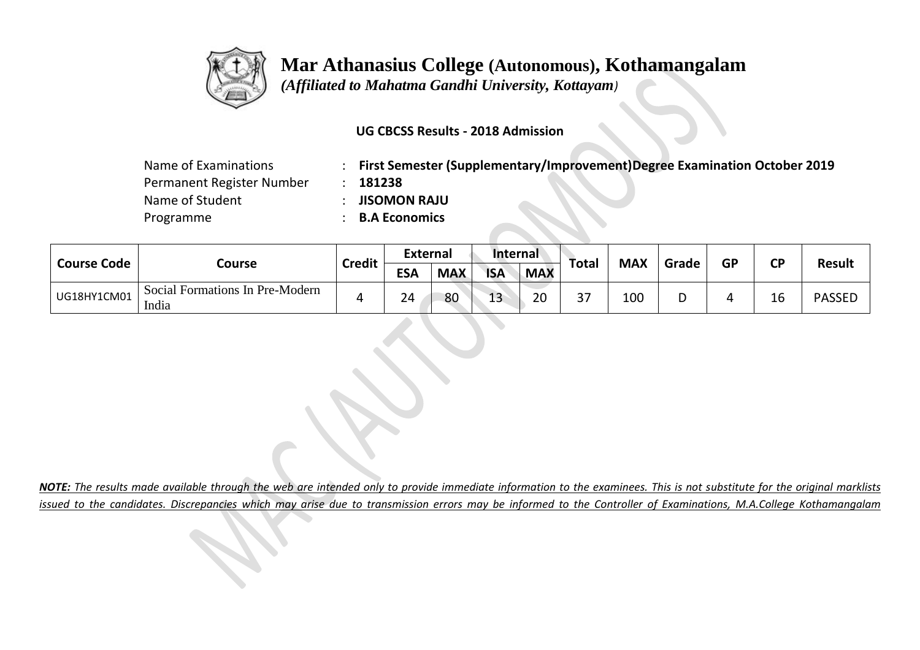# Mar Athanasius College (Autonomous), Kothamangalam

*(Affiliated to Mahatma Gandhi University, Kottayam)*

**UG CBCSS Results - 2018 Admission**

| | | |
|---|---|---|
| Name of Examinations | : | **First Semester (Supplementary/Improvement)Degree Examination October 2019** |
| Permanent Register Number | : | **181238** |
| Name of Student | : | **JISOMON RAJU** |
| Programme | : | **B.A Economics** |

| Course Code | Course | Credit | External | | Internal | | Total | MAX | Grade | GP | CP | Result |
|---|---|---|---|---|---|---|---|---|---|---|---|---|
| | | | ESA | MAX | ISA | MAX | | | | | | |
| UG18HY1CM01 | Social Formations In Pre-Modern India | 4 | 24 | 80 | 13 | 20 | 37 | 100 | D | 4 | 16 | PASSED |

***NOTE:** The results made available through the web are intended only to provide immediate information to the examinees. This is not substitute for the original marklists issued to the candidates. Discrepancies which may arise due to transmission errors may be informed to the Controller of Examinations, M.A.College Kothamangalam*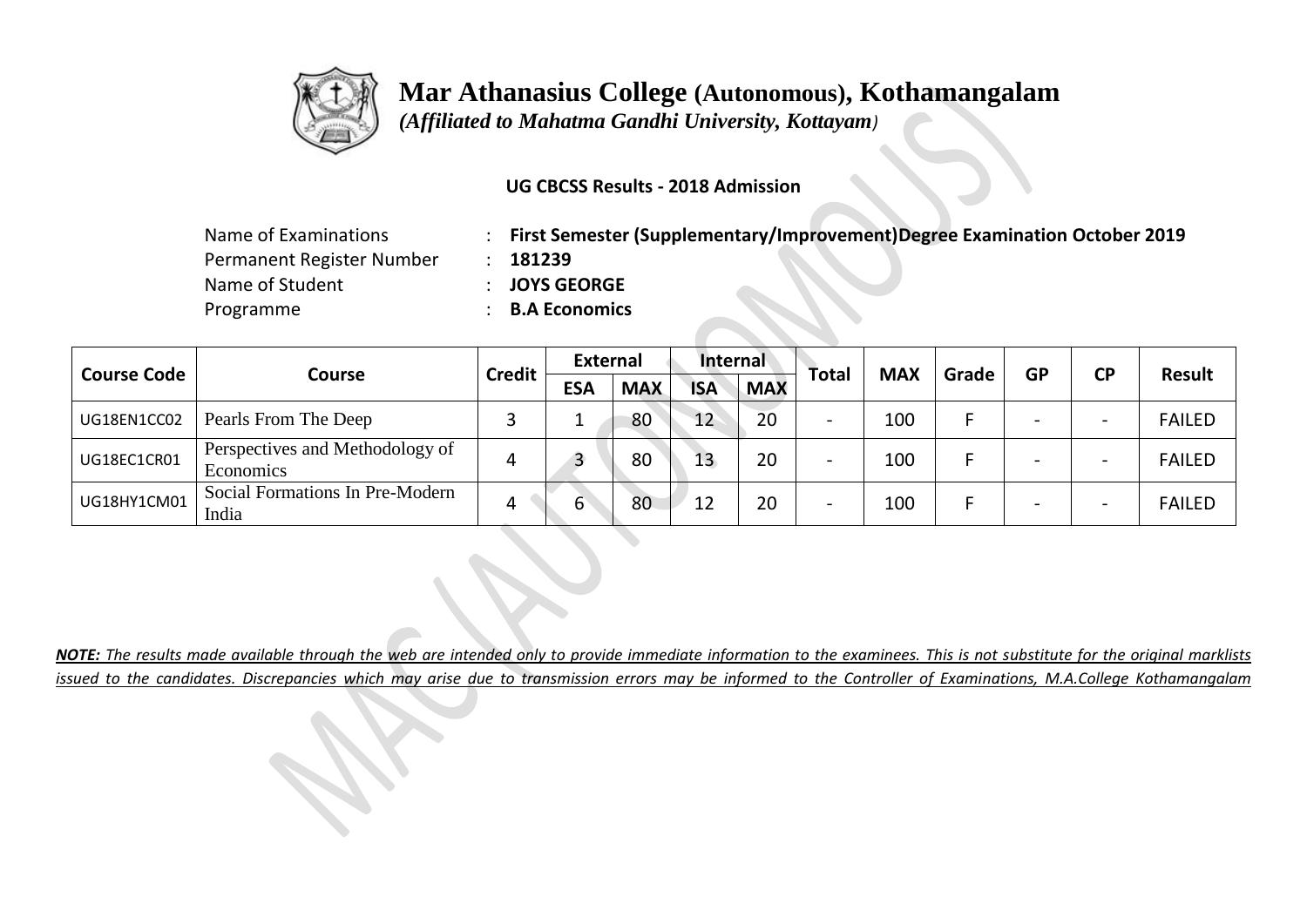# Mar Athanasius College (Autonomous), Kothamangalam

*(Affiliated to Mahatma Gandhi University, Kottayam)*

**UG CBCSS Results - 2018 Admission**

| | | |
|---|---|---|
| Name of Examinations | : | **First Semester (Supplementary/Improvement)Degree Examination October 2019** |
| Permanent Register Number | : | **181239** |
| Name of Student | : | **JOYS GEORGE** |
| Programme | : | **B.A Economics** |

| Course Code | Course | Credit | External | | Internal | | Total | MAX | Grade | GP | CP | Result |
|---|---|---|---|---|---|---|---|---|---|---|---|---|
| | | | ESA | MAX | ISA | MAX | | | | | | |
| UG18EN1CC02 | Pearls From The Deep | 3 | 1 | 80 | 12 | 20 | - | 100 | F | - | - | FAILED |
| UG18EC1CR01 | Perspectives and Methodology of Economics | 4 | 3 | 80 | 13 | 20 | - | 100 | F | - | - | FAILED |
| UG18HY1CM01 | Social Formations In Pre-Modern India | 4 | 6 | 80 | 12 | 20 | - | 100 | F | - | - | FAILED |

***NOTE:*** *The results made available through the web are intended only to provide immediate information to the examinees. This is not substitute for the original marklists issued to the candidates. Discrepancies which may arise due to transmission errors may be informed to the Controller of Examinations, M.A.College Kothamangalam*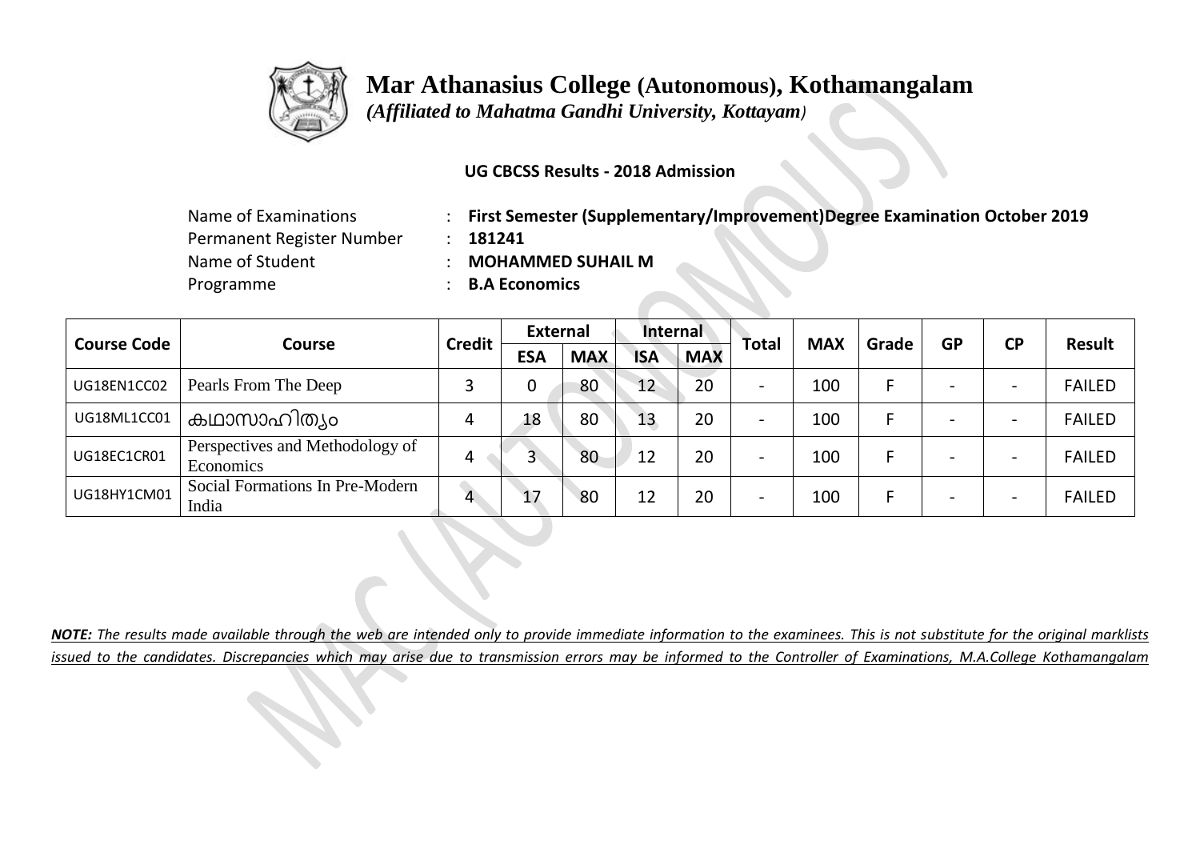# Mar Athanasius College (Autonomous), Kothamangalam

*(Affiliated to Mahatma Gandhi University, Kottayam)*

**UG CBCSS Results - 2018 Admission**

| | | |
|---|---|---|
| Name of Examinations | : | **First Semester (Supplementary/Improvement)Degree Examination October 2019** |
| Permanent Register Number | : | **181241** |
| Name of Student | : | **MOHAMMED SUHAIL M** |
| Programme | : | **B.A Economics** |

| Course Code | Course | Credit | External | | Internal | | Total | MAX | Grade | GP | CP | Result |
|---|---|---|---|---|---|---|---|---|---|---|---|---|
| | | | ESA | MAX | ISA | MAX | | | | | | |
| UG18EN1CC02 | Pearls From The Deep | 3 | 0 | 80 | 12 | 20 | - | 100 | F | - | - | FAILED |
| UG18ML1CC01 | കഥാസാഹിത്യം | 4 | 18 | 80 | 13 | 20 | - | 100 | F | - | - | FAILED |
| UG18EC1CR01 | Perspectives and Methodology of Economics | 4 | 3 | 80 | 12 | 20 | - | 100 | F | - | - | FAILED |
| UG18HY1CM01 | Social Formations In Pre-Modern India | 4 | 17 | 80 | 12 | 20 | - | 100 | F | - | - | FAILED |

***NOTE:** The results made available through the web are intended only to provide immediate information to the examinees. This is not substitute for the original marklists issued to the candidates. Discrepancies which may arise due to transmission errors may be informed to the Controller of Examinations, M.A.College Kothamangalam*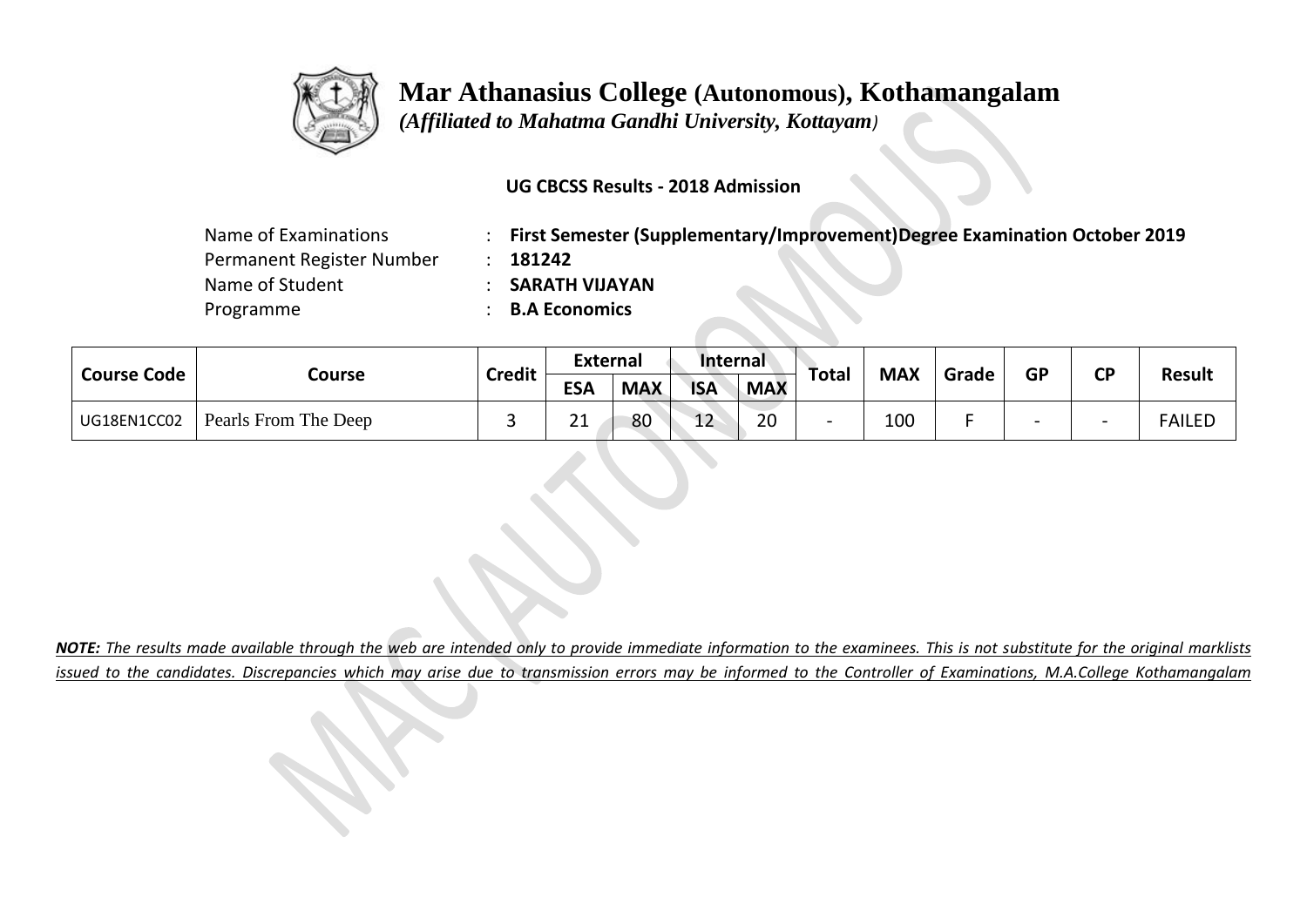# Mar Athanasius College (Autonomous), Kothamangalam

*(Affiliated to Mahatma Gandhi University, Kottayam)*

**UG CBCSS Results - 2018 Admission**

| | | |
|---|---|---|
| Name of Examinations | : | **First Semester (Supplementary/Improvement)Degree Examination October 2019** |
| Permanent Register Number | : | **181242** |
| Name of Student | : | **SARATH VIJAYAN** |
| Programme | : | **B.A Economics** |

| Course Code | Course | Credit | External | | Internal | | Total | MAX | Grade | GP | CP | Result |
|---|---|---|---|---|---|---|---|---|---|---|---|---|
| | | | ESA | MAX | ISA | MAX | | | | | | |
| UG18EN1CC02 | Pearls From The Deep | 3 | 21 | 80 | 12 | 20 | - | 100 | F | - | - | FAILED |

***NOTE:** The results made available through the web are intended only to provide immediate information to the examinees. This is not substitute for the original marklists issued to the candidates. Discrepancies which may arise due to transmission errors may be informed to the Controller of Examinations, M.A.College Kothamangalam*